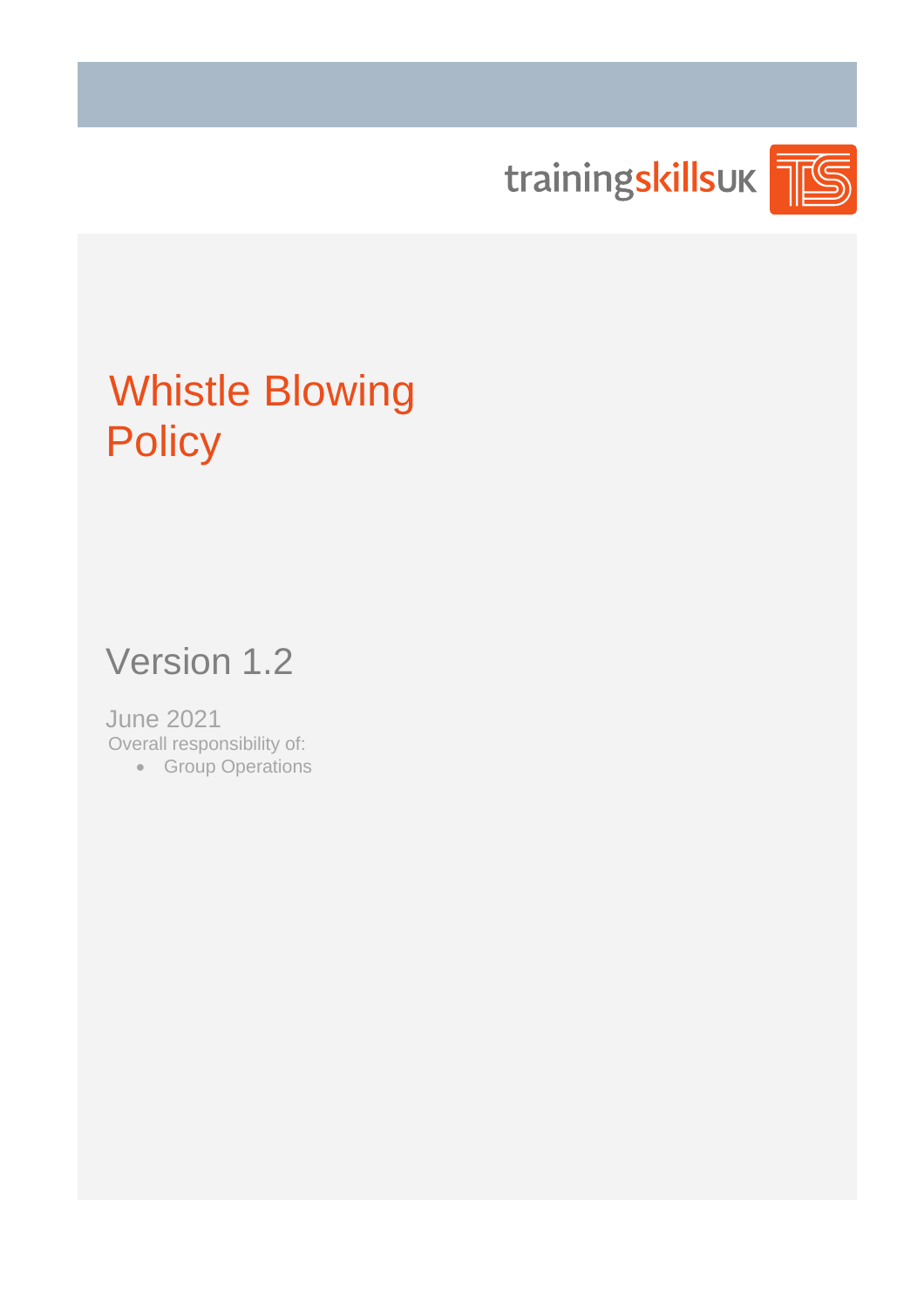trainingskillsUK

# Whistle Blowing Policy

## Version 1.2

June 2021

Overall responsibility of:

- Group Operations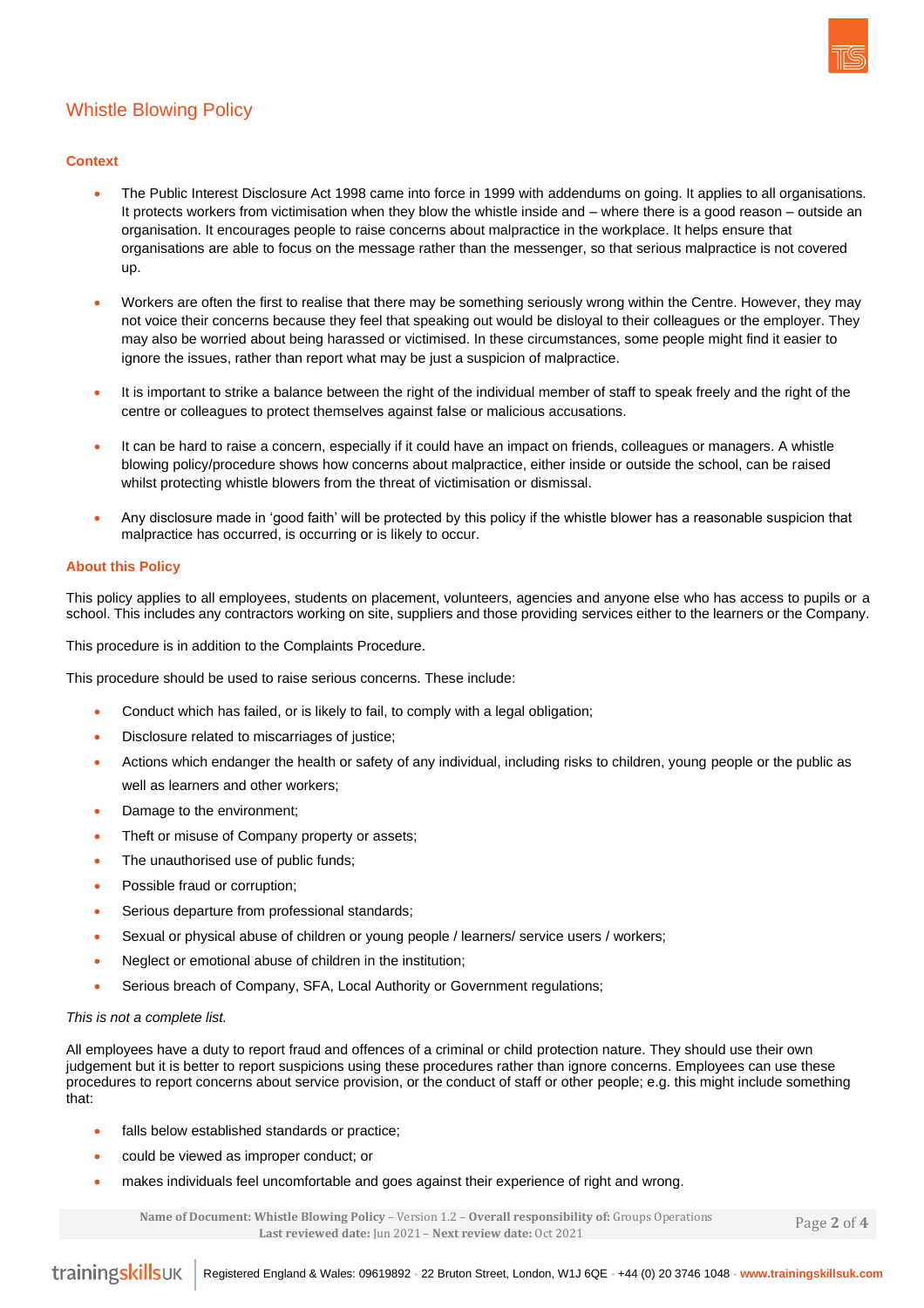## Whistle Blowing Policy

### Context

- The Public Interest Disclosure Act 1998 came into force in 1999 with addendums on going. It applies to all organisations. It protects workers from victimisation when they blow the whistle inside and – where there is a good reason – outside an organisation. It encourages people to raise concerns about malpractice in the workplace. It helps ensure that organisations are able to focus on the message rather than the messenger, so that serious malpractice is not covered up.

- Workers are often the first to realise that there may be something seriously wrong within the Centre. However, they may not voice their concerns because they feel that speaking out would be disloyal to their colleagues or the employer. They may also be worried about being harassed or victimised. In these circumstances, some people might find it easier to ignore the issues, rather than report what may be just a suspicion of malpractice.

- It is important to strike a balance between the right of the individual member of staff to speak freely and the right of the centre or colleagues to protect themselves against false or malicious accusations.

- It can be hard to raise a concern, especially if it could have an impact on friends, colleagues or managers. A whistle blowing policy/procedure shows how concerns about malpractice, either inside or outside the school, can be raised whilst protecting whistle blowers from the threat of victimisation or dismissal.

- Any disclosure made in 'good faith' will be protected by this policy if the whistle blower has a reasonable suspicion that malpractice has occurred, is occurring or is likely to occur.

### About this Policy

This policy applies to all employees, students on placement, volunteers, agencies and anyone else who has access to pupils or a school. This includes any contractors working on site, suppliers and those providing services either to the learners or the Company.

This procedure is in addition to the Complaints Procedure.

This procedure should be used to raise serious concerns. These include:

- Conduct which has failed, or is likely to fail, to comply with a legal obligation;
- Disclosure related to miscarriages of justice;
- Actions which endanger the health or safety of any individual, including risks to children, young people or the public as well as learners and other workers;
- Damage to the environment;
- Theft or misuse of Company property or assets;
- The unauthorised use of public funds;
- Possible fraud or corruption;
- Serious departure from professional standards;
- Sexual or physical abuse of children or young people / learners/ service users / workers;
- Neglect or emotional abuse of children in the institution;
- Serious breach of Company, SFA, Local Authority or Government regulations;

*This is not a complete list.*

All employees have a duty to report fraud and offences of a criminal or child protection nature. They should use their own judgement but it is better to report suspicions using these procedures rather than ignore concerns. Employees can use these procedures to report concerns about service provision, or the conduct of staff or other people; e.g. this might include something that:

- falls below established standards or practice;
- could be viewed as improper conduct; or
- makes individuals feel uncomfortable and goes against their experience of right and wrong.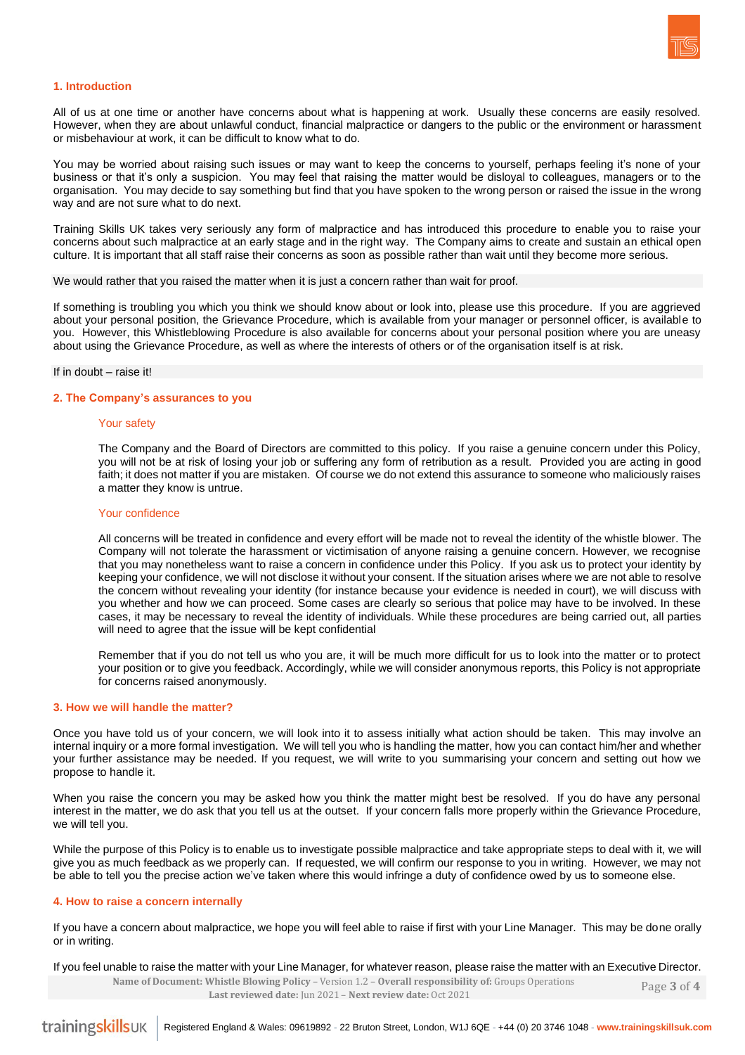## 1. Introduction

All of us at one time or another have concerns about what is happening at work. Usually these concerns are easily resolved. However, when they are about unlawful conduct, financial malpractice or dangers to the public or the environment or harassment or misbehaviour at work, it can be difficult to know what to do.

You may be worried about raising such issues or may want to keep the concerns to yourself, perhaps feeling it's none of your business or that it's only a suspicion. You may feel that raising the matter would be disloyal to colleagues, managers or to the organisation. You may decide to say something but find that you have spoken to the wrong person or raised the issue in the wrong way and are not sure what to do next.

Training Skills UK takes very seriously any form of malpractice and has introduced this procedure to enable you to raise your concerns about such malpractice at an early stage and in the right way. The Company aims to create and sustain an ethical open culture. It is important that all staff raise their concerns as soon as possible rather than wait until they become more serious.

We would rather that you raised the matter when it is just a concern rather than wait for proof.

If something is troubling you which you think we should know about or look into, please use this procedure. If you are aggrieved about your personal position, the Grievance Procedure, which is available from your manager or personnel officer, is available to you. However, this Whistleblowing Procedure is also available for concerns about your personal position where you are uneasy about using the Grievance Procedure, as well as where the interests of others or of the organisation itself is at risk.

If in doubt – raise it!

## 2. The Company's assurances to you

### Your safety

The Company and the Board of Directors are committed to this policy. If you raise a genuine concern under this Policy, you will not be at risk of losing your job or suffering any form of retribution as a result. Provided you are acting in good faith; it does not matter if you are mistaken. Of course we do not extend this assurance to someone who maliciously raises a matter they know is untrue.

### Your confidence

All concerns will be treated in confidence and every effort will be made not to reveal the identity of the whistle blower. The Company will not tolerate the harassment or victimisation of anyone raising a genuine concern. However, we recognise that you may nonetheless want to raise a concern in confidence under this Policy. If you ask us to protect your identity by keeping your confidence, we will not disclose it without your consent. If the situation arises where we are not able to resolve the concern without revealing your identity (for instance because your evidence is needed in court), we will discuss with you whether and how we can proceed. Some cases are clearly so serious that police may have to be involved. In these cases, it may be necessary to reveal the identity of individuals. While these procedures are being carried out, all parties will need to agree that the issue will be kept confidential

Remember that if you do not tell us who you are, it will be much more difficult for us to look into the matter or to protect your position or to give you feedback. Accordingly, while we will consider anonymous reports, this Policy is not appropriate for concerns raised anonymously.

## 3. How we will handle the matter?

Once you have told us of your concern, we will look into it to assess initially what action should be taken. This may involve an internal inquiry or a more formal investigation. We will tell you who is handling the matter, how you can contact him/her and whether your further assistance may be needed. If you request, we will write to you summarising your concern and setting out how we propose to handle it.

When you raise the concern you may be asked how you think the matter might best be resolved. If you do have any personal interest in the matter, we do ask that you tell us at the outset. If your concern falls more properly within the Grievance Procedure, we will tell you.

While the purpose of this Policy is to enable us to investigate possible malpractice and take appropriate steps to deal with it, we will give you as much feedback as we properly can. If requested, we will confirm our response to you in writing. However, we may not be able to tell you the precise action we've taken where this would infringe a duty of confidence owed by us to someone else.

## 4. How to raise a concern internally

If you have a concern about malpractice, we hope you will feel able to raise if first with your Line Manager. This may be done orally or in writing.

If you feel unable to raise the matter with your Line Manager, for whatever reason, please raise the matter with an Executive Director.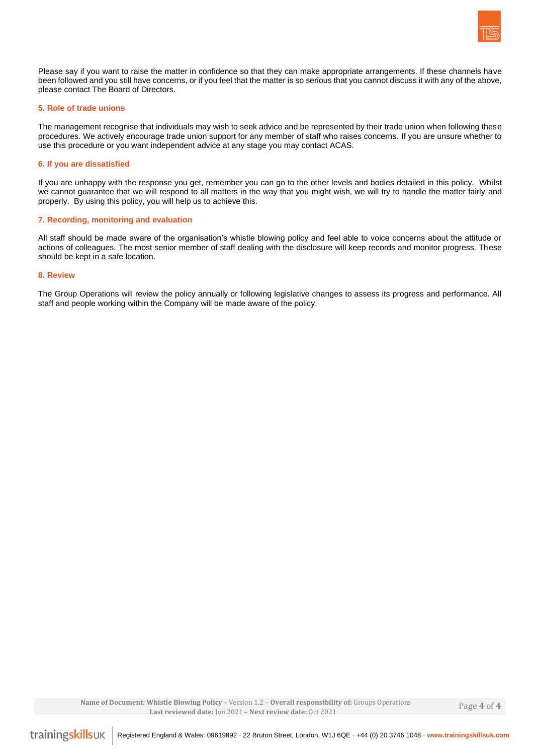Please say if you want to raise the matter in confidence so that they can make appropriate arrangements. If these channels have been followed and you still have concerns, or if you feel that the matter is so serious that you cannot discuss it with any of the above, please contact The Board of Directors.

### 5. Role of trade unions

The management recognise that individuals may wish to seek advice and be represented by their trade union when following these procedures. We actively encourage trade union support for any member of staff who raises concerns. If you are unsure whether to use this procedure or you want independent advice at any stage you may contact ACAS.

### 6. If you are dissatisfied

If you are unhappy with the response you get, remember you can go to the other levels and bodies detailed in this policy. Whilst we cannot guarantee that we will respond to all matters in the way that you might wish, we will try to handle the matter fairly and properly. By using this policy, you will help us to achieve this.

### 7. Recording, monitoring and evaluation

All staff should be made aware of the organisation's whistle blowing policy and feel able to voice concerns about the attitude or actions of colleagues. The most senior member of staff dealing with the disclosure will keep records and monitor progress. These should be kept in a safe location.

### 8. Review

The Group Operations will review the policy annually or following legislative changes to assess its progress and performance. All staff and people working within the Company will be made aware of the policy.